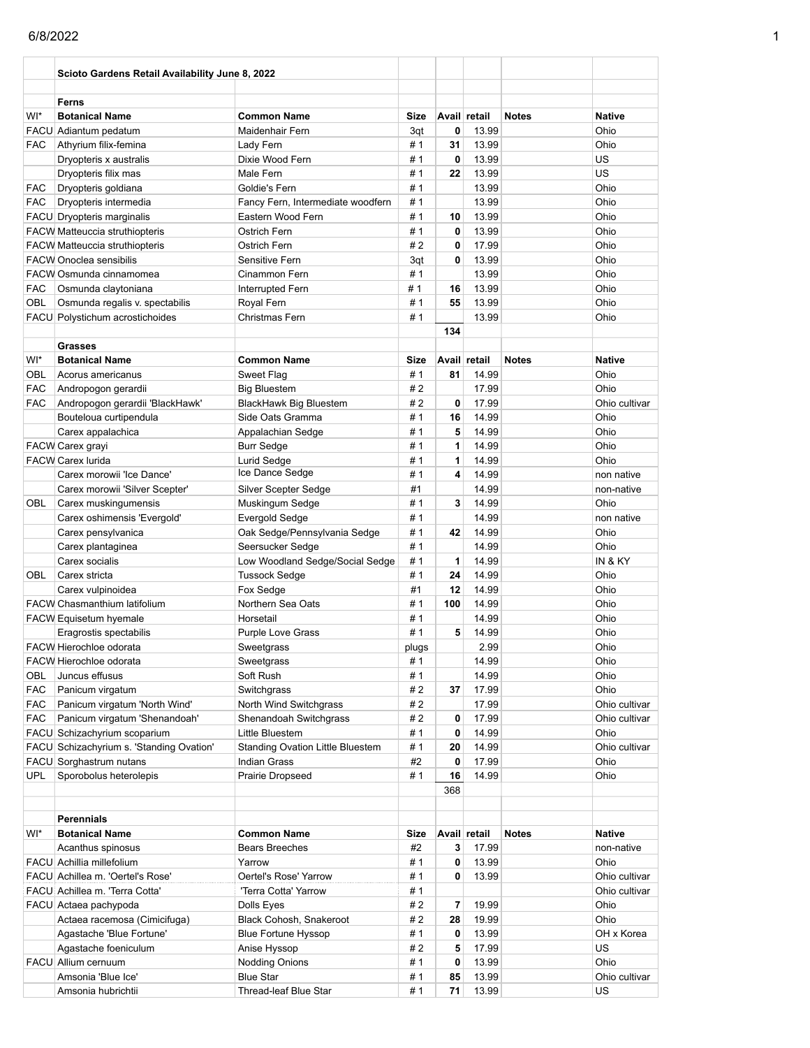## Scioto Gardens Retail Availability June 8, 2022

### Ferns

| WI* | Botanical Name | Common Name | Size | Avail | retail | Notes | Native |
|---|---|---|---|---|---|---|---|
| FACU | Adiantum pedatum | Maidenhair Fern | 3qt | 0 | 13.99 | | Ohio |
| FAC | Athyrium filix-femina | Lady Fern | # 1 | 31 | 13.99 | | Ohio |
| | Dryopteris x australis | Dixie Wood Fern | # 1 | 0 | 13.99 | | US |
| | Dryopteris filix mas | Male Fern | # 1 | 22 | 13.99 | | US |
| FAC | Dryopteris goldiana | Goldie's Fern | # 1 | | 13.99 | | Ohio |
| FAC | Dryopteris intermedia | Fancy Fern, Intermediate woodfern | # 1 | | 13.99 | | Ohio |
| FACU | Dryopteris marginalis | Eastern Wood Fern | # 1 | 10 | 13.99 | | Ohio |
| FACW | Matteuccia struthiopteris | Ostrich Fern | # 1 | 0 | 13.99 | | Ohio |
| FACW | Matteuccia struthiopteris | Ostrich Fern | # 2 | 0 | 17.99 | | Ohio |
| FACW | Onoclea sensibilis | Sensitive Fern | 3qt | 0 | 13.99 | | Ohio |
| FACW | Osmunda cinnamomea | Cinammon Fern | # 1 | | 13.99 | | Ohio |
| FAC | Osmunda claytoniana | Interrupted Fern | # 1 | 16 | 13.99 | | Ohio |
| OBL | Osmunda regalis v. spectabilis | Royal Fern | # 1 | 55 | 13.99 | | Ohio |
| FACU | Polystichum acrostichoides | Christmas Fern | # 1 | | 13.99 | | Ohio |
| | | | | 134 | | | |

### Grasses

| WI* | Botanical Name | Common Name | Size | Avail | retail | Notes | Native |
|---|---|---|---|---|---|---|---|
| OBL | Acorus americanus | Sweet Flag | # 1 | 81 | 14.99 | | Ohio |
| FAC | Andropogon gerardii | Big Bluestem | # 2 | | 17.99 | | Ohio |
| FAC | Andropogon gerardii 'BlackHawk' | BlackHawk Big Bluestem | # 2 | 0 | 17.99 | | Ohio cultivar |
| | Bouteloua curtipendula | Side Oats Gramma | # 1 | 16 | 14.99 | | Ohio |
| | Carex appalachica | Appalachian Sedge | # 1 | 5 | 14.99 | | Ohio |
| FACW | Carex grayi | Burr Sedge | # 1 | 1 | 14.99 | | Ohio |
| FACW | Carex lurida | Lurid Sedge | # 1 | 1 | 14.99 | | Ohio |
| | Carex morowii 'Ice Dance' | Ice Dance Sedge | # 1 | 4 | 14.99 | | non native |
| | Carex morowii 'Silver Scepter' | Silver Scepter Sedge | #1 | | 14.99 | | non-native |
| OBL | Carex muskingumensis | Muskingum Sedge | # 1 | 3 | 14.99 | | Ohio |
| | Carex oshimensis 'Evergold' | Evergold Sedge | # 1 | | 14.99 | | non native |
| | Carex pensylvanica | Oak Sedge/Pennsylvania Sedge | # 1 | 42 | 14.99 | | Ohio |
| | Carex plantaginea | Seersucker Sedge | # 1 | | 14.99 | | Ohio |
| | Carex socialis | Low Woodland Sedge/Social Sedge | # 1 | 1 | 14.99 | | IN & KY |
| OBL | Carex stricta | Tussock Sedge | # 1 | 24 | 14.99 | | Ohio |
| | Carex vulpinoidea | Fox Sedge | #1 | 12 | 14.99 | | Ohio |
| FACW | Chasmanthium latifolium | Northern Sea Oats | # 1 | 100 | 14.99 | | Ohio |
| FACW | Equisetum hyemale | Horsetail | # 1 | | 14.99 | | Ohio |
| | Eragrostis spectabilis | Purple Love Grass | # 1 | 5 | 14.99 | | Ohio |
| FACW | Hierochloe odorata | Sweetgrass | plugs | | 2.99 | | Ohio |
| FACW | Hierochloe odorata | Sweetgrass | # 1 | | 14.99 | | Ohio |
| OBL | Juncus effusus | Soft Rush | # 1 | | 14.99 | | Ohio |
| FAC | Panicum virgatum | Switchgrass | # 2 | 37 | 17.99 | | Ohio |
| FAC | Panicum virgatum 'North Wind' | North Wind Switchgrass | # 2 | | 17.99 | | Ohio cultivar |
| FAC | Panicum virgatum 'Shenandoah' | Shenandoah Switchgrass | # 2 | 0 | 17.99 | | Ohio cultivar |
| FACU | Schizachyrium scoparium | Little Bluestem | # 1 | 0 | 14.99 | | Ohio |
| FACU | Schizachyrium s. 'Standing Ovation' | Standing Ovation Little Bluestem | # 1 | 20 | 14.99 | | Ohio cultivar |
| FACU | Sorghastrum nutans | Indian Grass | #2 | 0 | 17.99 | | Ohio |
| UPL | Sporobolus heterolepis | Prairie Dropseed | # 1 | 16 | 14.99 | | Ohio |
| | | | | 368 | | | |

### Perennials

| WI* | Botanical Name | Common Name | Size | Avail | retail | Notes | Native |
|---|---|---|---|---|---|---|---|
| | Acanthus spinosus | Bears Breeches | #2 | 3 | 17.99 | | non-native |
| FACU | Achillia millefolium | Yarrow | # 1 | 0 | 13.99 | | Ohio |
| FACU | Achillea m. 'Oertel's Rose' | Oertel's Rose' Yarrow | # 1 | 0 | 13.99 | | Ohio cultivar |
| FACU | Achillea m. 'Terra Cotta' | 'Terra Cotta' Yarrow | # 1 | | | | Ohio cultivar |
| FACU | Actaea pachypoda | Dolls Eyes | # 2 | 7 | 19.99 | | Ohio |
| | Actaea racemosa (Cimicifuga) | Black Cohosh, Snakeroot | # 2 | 28 | 19.99 | | Ohio |
| | Agastache 'Blue Fortune' | Blue Fortune Hyssop | # 1 | 0 | 13.99 | | OH x Korea |
| | Agastache foeniculum | Anise Hyssop | # 2 | 5 | 17.99 | | US |
| FACU | Allium cernuum | Nodding Onions | # 1 | 0 | 13.99 | | Ohio |
| | Amsonia 'Blue Ice' | Blue Star | # 1 | 85 | 13.99 | | Ohio cultivar |
| | Amsonia hubrichtii | Thread-leaf Blue Star | # 1 | 71 | 13.99 | | US |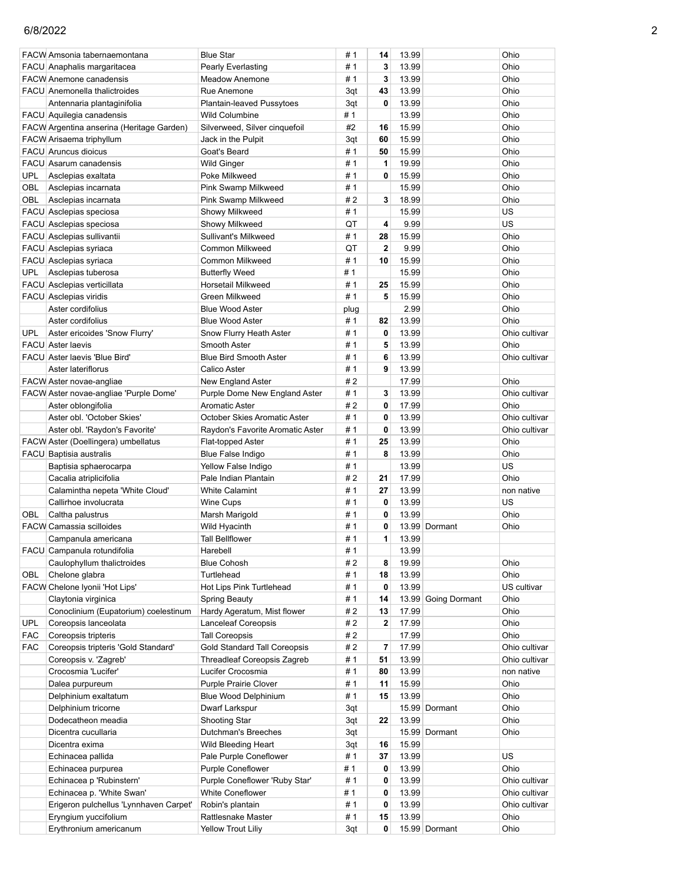| | | | | | | | |
|---|---|---|---|---|---|---|---|
| FACW | Amsonia tabernaemontana | Blue Star | # 1 | 14 | 13.99 | | Ohio |
| FACU | Anaphalis margaritacea | Pearly Everlasting | # 1 | 3 | 13.99 | | Ohio |
| FACW | Anemone canadensis | Meadow Anemone | # 1 | 3 | 13.99 | | Ohio |
| FACU | Anemonella thalictroides | Rue Anemone | 3qt | 43 | 13.99 | | Ohio |
| | Antennaria plantaginifolia | Plantain-leaved Pussytoes | 3qt | 0 | 13.99 | | Ohio |
| FACU | Aquilegia canadensis | Wild Columbine | # 1 | | 13.99 | | Ohio |
| FACW | Argentina anserina (Heritage Garden) | Silverweed, Silver cinquefoil | #2 | 16 | 15.99 | | Ohio |
| FACW | Arisaema triphyllum | Jack in the Pulpit | 3qt | 60 | 15.99 | | Ohio |
| FACU | Aruncus dioicus | Goat's Beard | # 1 | 50 | 15.99 | | Ohio |
| FACU | Asarum canadensis | Wild Ginger | # 1 | 1 | 19.99 | | Ohio |
| UPL | Asclepias exaltata | Poke Milkweed | # 1 | 0 | 15.99 | | Ohio |
| OBL | Asclepias incarnata | Pink Swamp Milkweed | # 1 | | 15.99 | | Ohio |
| OBL | Asclepias incarnata | Pink Swamp Milkweed | # 2 | 3 | 18.99 | | Ohio |
| FACU | Asclepias speciosa | Showy Milkweed | # 1 | | 15.99 | | US |
| FACU | Asclepias speciosa | Showy Milkweed | QT | 4 | 9.99 | | US |
| FACU | Asclepias sullivantii | Sullivant's Milkweed | # 1 | 28 | 15.99 | | Ohio |
| FACU | Asclepias syriaca | Common Milkweed | QT | 2 | 9.99 | | Ohio |
| FACU | Asclepias syriaca | Common Milkweed | # 1 | 10 | 15.99 | | Ohio |
| UPL | Asclepias tuberosa | Butterfly Weed | # 1 | | 15.99 | | Ohio |
| FACU | Asclepias verticillata | Horsetail Milkweed | # 1 | 25 | 15.99 | | Ohio |
| FACU | Asclepias viridis | Green Milkweed | # 1 | 5 | 15.99 | | Ohio |
| | Aster cordifolius | Blue Wood Aster | plug | | 2.99 | | Ohio |
| | Aster cordifolius | Blue Wood Aster | # 1 | 82 | 13.99 | | Ohio |
| UPL | Aster ericoides 'Snow Flurry' | Snow Flurry Heath Aster | # 1 | 0 | 13.99 | | Ohio cultivar |
| FACU | Aster laevis | Smooth Aster | # 1 | 5 | 13.99 | | Ohio |
| FACU | Aster laevis 'Blue Bird' | Blue Bird Smooth Aster | # 1 | 6 | 13.99 | | Ohio cultivar |
| | Aster lateriflorus | Calico Aster | # 1 | 9 | 13.99 | | |
| FACW | Aster novae-angliae | New England Aster | # 2 | | 17.99 | | Ohio |
| FACW | Aster novae-angliae 'Purple Dome' | Purple Dome New England Aster | # 1 | 3 | 13.99 | | Ohio cultivar |
| | Aster oblongifolia | Aromatic Aster | # 2 | 0 | 17.99 | | Ohio |
| | Aster obl. 'October Skies' | October Skies Aromatic Aster | # 1 | 0 | 13.99 | | Ohio cultivar |
| | Aster obl. 'Raydon's Favorite' | Raydon's Favorite Aromatic Aster | # 1 | 0 | 13.99 | | Ohio cultivar |
| FACW | Aster (Doellingera) umbellatus | Flat-topped Aster | # 1 | 25 | 13.99 | | Ohio |
| FACU | Baptisia australis | Blue False Indigo | # 1 | 8 | 13.99 | | Ohio |
| | Baptisia sphaerocarpa | Yellow False Indigo | # 1 | | 13.99 | | US |
| | Cacalia atriplicifolia | Pale Indian Plantain | # 2 | 21 | 17.99 | | Ohio |
| | Calamintha nepeta 'White Cloud' | White Calamint | # 1 | 27 | 13.99 | | non native |
| | Callirhoe involucrata | Wine Cups | # 1 | 0 | 13.99 | | US |
| OBL | Caltha palustrus | Marsh Marigold | # 1 | 0 | 13.99 | | Ohio |
| FACW | Camassia scilloides | Wild Hyacinth | # 1 | 0 | 13.99 | Dormant | Ohio |
| | Campanula americana | Tall Bellflower | # 1 | 1 | 13.99 | | |
| FACU | Campanula rotundifolia | Harebell | # 1 | | 13.99 | | |
| | Caulophyllum thalictroides | Blue Cohosh | # 2 | 8 | 19.99 | | Ohio |
| OBL | Chelone glabra | Turtlehead | # 1 | 18 | 13.99 | | Ohio |
| FACW | Chelone lyonii 'Hot Lips' | Hot Lips Pink Turtlehead | # 1 | 0 | 13.99 | | US cultivar |
| | Claytonia virginica | Spring Beauty | # 1 | 14 | 13.99 | Going Dormant | Ohio |
| | Conoclinium (Eupatorium) coelestinum | Hardy Ageratum, Mist flower | # 2 | 13 | 17.99 | | Ohio |
| UPL | Coreopsis lanceolata | Lanceleaf Coreopsis | # 2 | 2 | 17.99 | | Ohio |
| FAC | Coreopsis tripteris | Tall Coreopsis | # 2 | | 17.99 | | Ohio |
| FAC | Coreopsis tripteris 'Gold Standard' | Gold Standard Tall Coreopsis | # 2 | 7 | 17.99 | | Ohio cultivar |
| | Coreopsis v. 'Zagreb' | Threadleaf Coreopsis Zagreb | # 1 | 51 | 13.99 | | Ohio cultivar |
| | Crocosmia 'Lucifer' | Lucifer Crocosmia | # 1 | 80 | 13.99 | | non native |
| | Dalea purpureum | Purple Prairie Clover | # 1 | 11 | 15.99 | | Ohio |
| | Delphinium exaltatum | Blue Wood Delphinium | # 1 | 15 | 13.99 | | Ohio |
| | Delphinium tricorne | Dwarf Larkspur | 3qt | | 15.99 | Dormant | Ohio |
| | Dodecatheon meadia | Shooting Star | 3qt | 22 | 13.99 | | Ohio |
| | Dicentra cucullaria | Dutchman's Breeches | 3qt | | 15.99 | Dormant | Ohio |
| | Dicentra exima | Wild Bleeding Heart | 3qt | 16 | 15.99 | | |
| | Echinacea pallida | Pale Purple Coneflower | # 1 | 37 | 13.99 | | US |
| | Echinacea purpurea | Purple Coneflower | # 1 | 0 | 13.99 | | Ohio |
| | Echinacea p 'Rubinstern' | Purple Coneflower 'Ruby Star' | # 1 | 0 | 13.99 | | Ohio cultivar |
| | Echinacea p. 'White Swan' | White Coneflower | # 1 | 0 | 13.99 | | Ohio cultivar |
| | Erigeron pulchellus 'Lynnhaven Carpet' | Robin's plantain | # 1 | 0 | 13.99 | | Ohio cultivar |
| | Eryngium yuccifolium | Rattlesnake Master | # 1 | 15 | 13.99 | | Ohio |
| | Erythronium americanum | Yellow Trout Liliy | 3qt | 0 | 15.99 | Dormant | Ohio |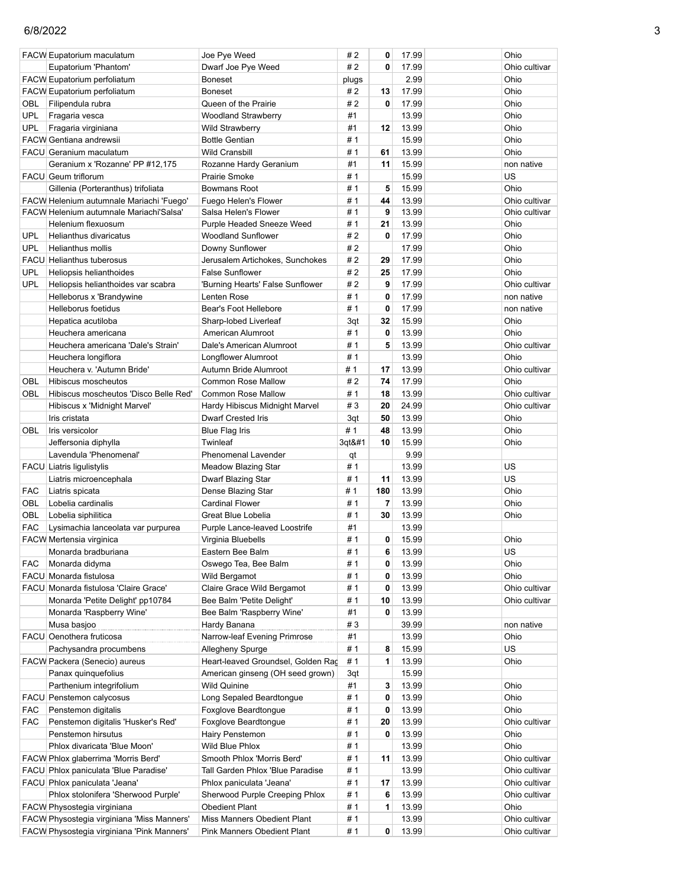| | | | | | | | |
|---|---|---|---|---|---|---|---|
| FACW | Eupatorium maculatum | Joe Pye Weed | # 2 | 0 | 17.99 | | Ohio |
| | Eupatorium 'Phantom' | Dwarf Joe Pye Weed | # 2 | 0 | 17.99 | | Ohio cultivar |
| FACW | Eupatorium perfoliatum | Boneset | plugs | | 2.99 | | Ohio |
| FACW | Eupatorium perfoliatum | Boneset | # 2 | 13 | 17.99 | | Ohio |
| OBL | Filipendula rubra | Queen of the Prairie | # 2 | 0 | 17.99 | | Ohio |
| UPL | Fragaria vesca | Woodland Strawberry | #1 | | 13.99 | | Ohio |
| UPL | Fragaria virginiana | Wild Strawberry | #1 | 12 | 13.99 | | Ohio |
| FACW | Gentiana andrewsii | Bottle Gentian | # 1 | | 15.99 | | Ohio |
| FACU | Geranium maculatum | Wild Cransbill | # 1 | 61 | 13.99 | | Ohio |
| | Geranium x 'Rozanne' PP #12,175 | Rozanne Hardy Geranium | #1 | 11 | 15.99 | | non native |
| FACU | Geum triflorum | Prairie Smoke | # 1 | | 15.99 | | US |
| | Gillenia (Porteranthus) trifoliata | Bowmans Root | # 1 | 5 | 15.99 | | Ohio |
| FACW | Helenium autumnale Mariachi 'Fuego' | Fuego Helen's Flower | # 1 | 44 | 13.99 | | Ohio cultivar |
| FACW | Helenium autumnale Mariachi'Salsa' | Salsa Helen's Flower | # 1 | 9 | 13.99 | | Ohio cultivar |
| | Helenium flexuosum | Purple Headed Sneeze Weed | # 1 | 21 | 13.99 | | Ohio |
| UPL | Helianthus divaricatus | Woodland Sunflower | # 2 | 0 | 17.99 | | Ohio |
| UPL | Helianthus mollis | Downy Sunflower | # 2 | | 17.99 | | Ohio |
| FACU | Helianthus tuberosus | Jerusalem Artichokes, Sunchokes | # 2 | 29 | 17.99 | | Ohio |
| UPL | Heliopsis helianthoides | False Sunflower | # 2 | 25 | 17.99 | | Ohio |
| UPL | Heliopsis helianthoides var scabra | 'Burning Hearts' False Sunflower | # 2 | 9 | 17.99 | | Ohio cultivar |
| | Helleborus x 'Brandywine | Lenten Rose | # 1 | 0 | 17.99 | | non native |
| | Helleborus foetidus | Bear's Foot Hellebore | # 1 | 0 | 17.99 | | non native |
| | Hepatica acutiloba | Sharp-lobed Liverleaf | 3qt | 32 | 15.99 | | Ohio |
| | Heuchera americana | American Alumroot | # 1 | 0 | 13.99 | | Ohio |
| | Heuchera americana 'Dale's Strain' | Dale's American Alumroot | # 1 | 5 | 13.99 | | Ohio cultivar |
| | Heuchera longiflora | Longflower Alumroot | # 1 | | 13.99 | | Ohio |
| | Heuchera v. 'Autumn Bride' | Autumn Bride Alumroot | # 1 | 17 | 13.99 | | Ohio cultivar |
| OBL | Hibiscus moscheutos | Common Rose Mallow | # 2 | 74 | 17.99 | | Ohio |
| OBL | Hibiscus moscheutos 'Disco Belle Red' | Common Rose Mallow | # 1 | 18 | 13.99 | | Ohio cultivar |
| | Hibiscus x 'Midnight Marvel' | Hardy Hibiscus Midnight Marvel | # 3 | 20 | 24.99 | | Ohio cultivar |
| | Iris cristata | Dwarf Crested Iris | 3qt | 50 | 13.99 | | Ohio |
| OBL | Iris versicolor | Blue Flag Iris | # 1 | 48 | 13.99 | | Ohio |
| | Jeffersonia diphylla | Twinleaf | 3qt&#1 | 10 | 15.99 | | Ohio |
| | Lavendula 'Phenomenal' | Phenomenal Lavender | qt | | 9.99 | | |
| FACU | Liatris ligulistylis | Meadow Blazing Star | # 1 | | 13.99 | | US |
| | Liatris microencephala | Dwarf Blazing Star | # 1 | 11 | 13.99 | | US |
| FAC | Liatris spicata | Dense Blazing Star | # 1 | 180 | 13.99 | | Ohio |
| OBL | Lobelia cardinalis | Cardinal Flower | # 1 | 7 | 13.99 | | Ohio |
| OBL | Lobelia siphilitica | Great Blue Lobelia | # 1 | 30 | 13.99 | | Ohio |
| FAC | Lysimachia lanceolata var purpurea | Purple Lance-leaved Loostrife | #1 | | 13.99 | | |
| FACW | Mertensia virginica | Virginia Bluebells | # 1 | 0 | 15.99 | | Ohio |
| | Monarda bradburiana | Eastern Bee Balm | # 1 | 6 | 13.99 | | US |
| FAC | Monarda didyma | Oswego Tea, Bee Balm | # 1 | 0 | 13.99 | | Ohio |
| FACU | Monarda fistulosa | Wild Bergamot | # 1 | 0 | 13.99 | | Ohio |
| FACU | Monarda fistulosa 'Claire Grace' | Claire Grace Wild Bergamot | # 1 | 0 | 13.99 | | Ohio cultivar |
| | Monarda 'Petite Delight' pp10784 | Bee Balm 'Petite Delight' | # 1 | 10 | 13.99 | | Ohio cultivar |
| | Monarda 'Raspberry Wine' | Bee Balm 'Raspberry Wine' | #1 | 0 | 13.99 | | |
| | Musa basjoo | Hardy Banana | # 3 | | 39.99 | | non native |
| FACU | Oenothera fruticosa | Narrow-leaf Evening Primrose | #1 | | 13.99 | | Ohio |
| | Pachysandra procumbens | Allegheny Spurge | # 1 | 8 | 15.99 | | US |
| FACW | Packera (Senecio) aureus | Heart-leaved Groundsel, Golden Rag | # 1 | 1 | 13.99 | | Ohio |
| | Panax quinquefolius | American ginseng (OH seed grown) | 3qt | | 15.99 | | |
| | Parthenium integrifolium | Wild Quinine | #1 | 3 | 13.99 | | Ohio |
| FACU | Penstemon calycosus | Long Sepaled Beardtongue | # 1 | 0 | 13.99 | | Ohio |
| FAC | Penstemon digitalis | Foxglove Beardtongue | # 1 | 0 | 13.99 | | Ohio |
| FAC | Penstemon digitalis 'Husker's Red' | Foxglove Beardtongue | # 1 | 20 | 13.99 | | Ohio cultivar |
| | Penstemon hirsutus | Hairy Penstemon | # 1 | 0 | 13.99 | | Ohio |
| | Phlox divaricata 'Blue Moon' | Wild Blue Phlox | # 1 | | 13.99 | | Ohio |
| FACW | Phlox glaberrima 'Morris Berd' | Smooth Phlox 'Morris Berd' | # 1 | 11 | 13.99 | | Ohio cultivar |
| FACU | Phlox paniculata 'Blue Paradise' | Tall Garden Phlox 'Blue Paradise | # 1 | | 13.99 | | Ohio cultivar |
| FACU | Phlox paniculata 'Jeana' | Phlox paniculata 'Jeana' | # 1 | 17 | 13.99 | | Ohio cultivar |
| | Phlox stolonifera 'Sherwood Purple' | Sherwood Purple Creeping Phlox | # 1 | 6 | 13.99 | | Ohio cultivar |
| FACW | Physostegia virginiana | Obedient Plant | # 1 | 1 | 13.99 | | Ohio |
| FACW | Physostegia virginiana 'Miss Manners' | Miss Manners Obedient Plant | # 1 | | 13.99 | | Ohio cultivar |
| FACW | Physostegia virginiana 'Pink Manners' | Pink Manners Obedient Plant | # 1 | 0 | 13.99 | | Ohio cultivar |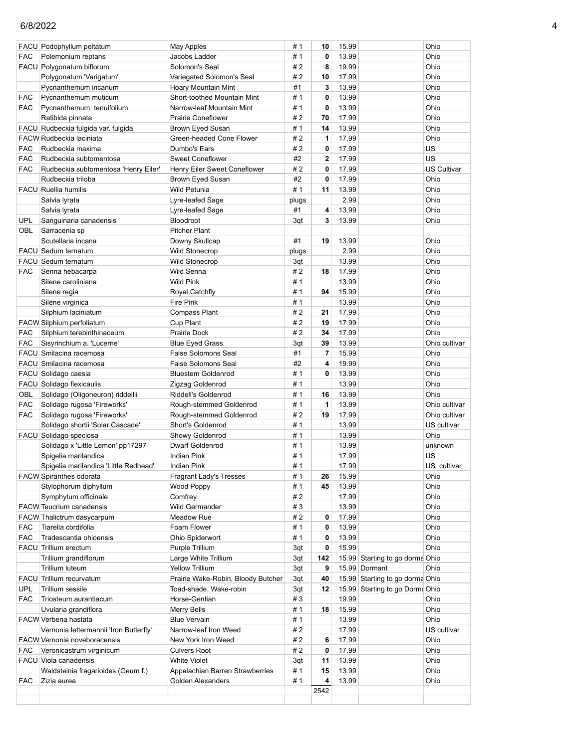| | | | | | | | |
|---|---|---|---|---|---|---|---|
| FACU | Podophyllum peltatum | May Apples | # 1 | 10 | 15.99 | | Ohio |
| FAC | Polemonium reptans | Jacobs Ladder | # 1 | 0 | 13.99 | | Ohio |
| FACU | Polygonatum biflorum | Solomon's Seal | # 2 | 8 | 19.99 | | Ohio |
| | Polygonatum 'Varigatum' | Variegated Solomon's Seal | # 2 | 10 | 17.99 | | Ohio |
| | Pycnanthemum incanum | Hoary Mountain Mint | #1 | 3 | 13.99 | | Ohio |
| FAC | Pycnanthemum muticum | Short-toothed Mountain Mint | # 1 | 0 | 13.99 | | Ohio |
| FAC | Pycnanthemum tenuifolium | Narrow-leaf Mountain Mint | # 1 | 0 | 13.99 | | Ohio |
| | Ratibida pinnata | Prairie Coneflower | # 2 | 70 | 17.99 | | Ohio |
| FACU | Rudbeckia fulgida var. fulgida | Brown Eyed Susan | # 1 | 14 | 13.99 | | Ohio |
| FACW | Rudbeckia laciniata | Green-headed Cone Flower | # 2 | 1 | 17.99 | | Ohio |
| FAC | Rudbeckia maxima | Dumbo's Ears | # 2 | 0 | 17.99 | | US |
| FAC | Rudbeckia subtomentosa | Sweet Coneflower | #2 | 2 | 17.99 | | US |
| FAC | Rudbeckia subtomentosa 'Henry Eiler' | Henry Eiler Sweet Coneflower | # 2 | 0 | 17.99 | | US Cultivar |
| | Rudbeckia triloba | Brown Eyed Susan | #2 | 0 | 17.99 | | Ohio |
| FACU | Ruellia humilis | Wild Petunia | # 1 | 11 | 13.99 | | Ohio |
| | Salvia lyrata | Lyre-leafed Sage | plugs | | 2.99 | | Ohio |
| | Salvia lyrata | Lyre-leafed Sage | #1 | 4 | 13.99 | | Ohio |
| UPL | Sanguinaria canadensis | Bloodroot | 3qt | 3 | 13.99 | | Ohio |
| OBL | Sarracenia sp | Pitcher Plant | | | | | |
| | Scutellaria incana | Downy Skullcap | #1 | 19 | 13.99 | | Ohio |
| FACU | Sedum ternatum | Wild Stonecrop | plugs | | 2.99 | | Ohio |
| FACU | Sedum ternatum | Wild Stonecrop | 3qt | | 13.99 | | Ohio |
| FAC | Senna hebacarpa | Wild Senna | # 2 | 18 | 17.99 | | Ohio |
| | Silene caroliniana | Wild Pink | # 1 | | 13.99 | | Ohio |
| | Silene regia | Royal Catchfly | # 1 | 94 | 15.99 | | Ohio |
| | Silene virginica | Fire Pink | # 1 | | 13.99 | | Ohio |
| | Silphium laciniatum | Compass Plant | # 2 | 21 | 17.99 | | Ohio |
| FACW | Silphium perfoliatum | Cup Plant | # 2 | 19 | 17.99 | | Ohio |
| FAC | Silphium terebinthinaceum | Prairie Dock | # 2 | 34 | 17.99 | | Ohio |
| FAC | Sisyrinchium a. 'Lucerne' | Blue Eyed Grass | 3qt | 39 | 13.99 | | Ohio cultivar |
| FACU | Smilacina racemosa | False Solomons Seal | #1 | 7 | 15.99 | | Ohio |
| FACU | Smilacina racemosa | False Solomons Seal | #2 | 4 | 19.99 | | Ohio |
| FACU | Solidago caesia | Bluestem Goldenrod | # 1 | 0 | 13.99 | | Ohio |
| FACU | Solidago flexicaulis | Zigzag Goldenrod | # 1 | | 13.99 | | Ohio |
| OBL | Solidago (Oligoneuron) riddellii | Riddell's Goldenrod | # 1 | 16 | 13.99 | | Ohio |
| FAC | Solidago rugosa 'Fireworks' | Rough-stemmed Goldenrod | # 1 | 1 | 13.99 | | Ohio cultivar |
| FAC | Solidago rugosa 'Fireworks' | Rough-stemmed Goldenrod | # 2 | 19 | 17.99 | | Ohio cultivar |
| | Solidago shortii 'Solar Cascade' | Short's Goldenrod | # 1 | | 13.99 | | US cultivar |
| FACU | Solidago speciosa | Showy Goldenrod | # 1 | | 13.99 | | Ohio |
| | Solidago x 'Little Lemon' pp17297 | Dwarf Goldenrod | # 1 | | 13.99 | | unknown |
| | Spigelia marilandica | Indian Pink | # 1 | | 17.99 | | US |
| | Spigelia marilandica 'Little Redhead' | Indian Pink | # 1 | | 17.99 | | US cultivar |
| FACW | Spiranthes odorata | Fragrant Lady's Tresses | # 1 | 26 | 15.99 | | Ohio |
| | Stylophorum diphyllum | Wood Poppy | # 1 | 45 | 13.99 | | Ohio |
| | Symphytum officinale | Comfrey | # 2 | | 17.99 | | Ohio |
| FACW | Teucrium canadensis | Wild Germander | # 3 | | 13.99 | | Ohio |
| FACW | Thalictrum dasycarpum | Meadow Rue | # 2 | 0 | 17.99 | | Ohio |
| FAC | Tiarella cordifolia | Foam Flower | # 1 | 0 | 13.99 | | Ohio |
| FAC | Tradescantia ohioensis | Ohio Spiderwort | # 1 | 0 | 13.99 | | Ohio |
| FACU | Trillium erectum | Purple Trillium | 3qt | 0 | 15.99 | | Ohio |
| | Trillium grandiflorum | Large White Trillium | 3qt | 142 | 15.99 | Starting to go dorma | Ohio |
| | Trillium luteum | Yellow Trillium | 3qt | 9 | 15.99 | Dormant | Ohio |
| FACU | Trillium recurvatum | Prairie Wake-Robin, Bloody Butcher | 3qt | 40 | 15.99 | Starting to go dorma | Ohio |
| UPL | Trillium sessile | Toad-shade, Wake-robin | 3qt | 12 | 15.99 | Starting to go Dorma | Ohio |
| FAC | Triosteum aurantiacum | Horse-Gentian | # 3 | | 19.99 | | Ohio |
| | Uvularia grandiflora | Merry Bells | # 1 | 18 | 15.99 | | Ohio |
| FACW | Verbena hastata | Blue Vervain | # 1 | | 13.99 | | Ohio |
| | Vernonia lettermannii 'Iron Butterfly' | Narrow-leaf Iron Weed | # 2 | | 17.99 | | US cultivar |
| FACW | Vernonia noveboracensis | New York Iron Weed | # 2 | 6 | 17.99 | | Ohio |
| FAC | Veronicastrum virginicum | Culvers Root | # 2 | 0 | 17.99 | | Ohio |
| FACU | Viola canadensis | White Violet | 3qt | 11 | 13.99 | | Ohio |
| | Waldsteinia fragarioides (Geum f.) | Appalachian Barren Strawberries | # 1 | 15 | 13.99 | | Ohio |
| FAC | Zizia aurea | Golden Alexanders | # 1 | 4 | 13.99 | | Ohio |
| | | | | 2542 | | | |
| | | | | | | | |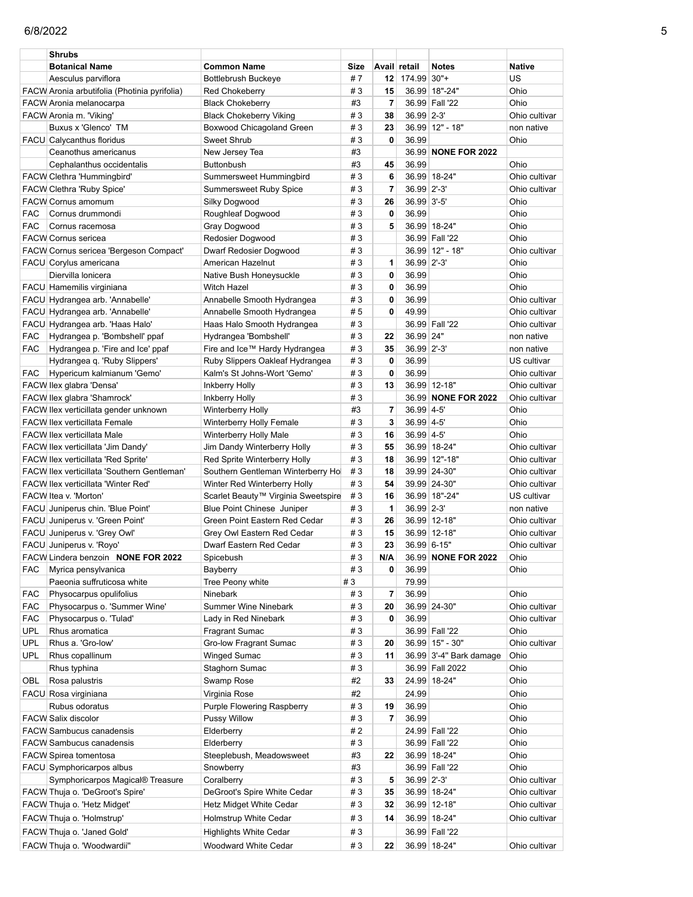| | Shrubs | | | | | | |
|---|---|---|---|---|---|---|---|
| | **Botanical Name** | **Common Name** | **Size** | **Avail** | **retail** | **Notes** | **Native** |
| | Aesculus parviflora | Bottlebrush Buckeye | # 7 | **12** | 174.99 | 30"+ | US |
| FACW | Aronia arbutifolia (Photinia pyrifolia) | Red Chokeberry | # 3 | **15** | 36.99 | 18"-24" | Ohio |
| FACW | Aronia melanocarpa | Black Chokeberry | #3 | **7** | 36.99 | Fall '22 | Ohio |
| FACW | Aronia m. 'Viking' | Black Chokeberry Viking | # 3 | **38** | 36.99 | 2-3' | Ohio cultivar |
| | Buxus x 'Glenco' TM | Boxwood Chicagoland Green | # 3 | **23** | 36.99 | 12" - 18" | non native |
| FACU | Calycanthus floridus | Sweet Shrub | # 3 | **0** | 36.99 | | Ohio |
| | Ceanothus americanus | New Jersey Tea | #3 | | 36.99 | **NONE FOR 2022** | |
| | Cephalanthus occidentalis | Buttonbush | #3 | **45** | 36.99 | | Ohio |
| FACW | Clethra 'Hummingbird' | Summersweet Hummingbird | # 3 | **6** | 36.99 | 18-24" | Ohio cultivar |
| FACW | Clethra 'Ruby Spice' | Summersweet Ruby Spice | # 3 | **7** | 36.99 | 2'-3' | Ohio cultivar |
| FACW | Cornus amomum | Silky Dogwood | # 3 | **26** | 36.99 | 3'-5' | Ohio |
| FAC | Cornus drummondi | Roughleaf Dogwood | # 3 | **0** | 36.99 | | Ohio |
| FAC | Cornus racemosa | Gray Dogwood | # 3 | **5** | 36.99 | 18-24" | Ohio |
| FACW | Cornus sericea | Redosier Dogwood | # 3 | | 36.99 | Fall '22 | Ohio |
| FACW | Cornus sericea 'Bergeson Compact' | Dwarf Redosier Dogwood | # 3 | | 36.99 | 12" - 18" | Ohio cultivar |
| FACU | Corylus americana | American Hazelnut | # 3 | **1** | 36.99 | 2'-3' | Ohio |
| | Diervilla lonicera | Native Bush Honeysuckle | # 3 | **0** | 36.99 | | Ohio |
| FACU | Hamemilis virginiana | Witch Hazel | # 3 | **0** | 36.99 | | Ohio |
| FACU | Hydrangea arb. 'Annabelle' | Annabelle Smooth Hydrangea | # 3 | **0** | 36.99 | | Ohio cultivar |
| FACU | Hydrangea arb. 'Annabelle' | Annabelle Smooth Hydrangea | # 5 | **0** | 49.99 | | Ohio cultivar |
| FACU | Hydrangea arb. 'Haas Halo' | Haas Halo Smooth Hydrangea | # 3 | | 36.99 | Fall '22 | Ohio cultivar |
| FAC | Hydrangea p. 'Bombshell' ppaf | Hydrangea 'Bombshell' | # 3 | **22** | 36.99 | 24" | non native |
| FAC | Hydrangea p. 'Fire and Ice' ppaf | Fire and Ice™ Hardy Hydrangea | # 3 | **35** | 36.99 | 2'-3' | non native |
| | Hydrangea q. 'Ruby Slippers' | Ruby Slippers Oakleaf Hydrangea | # 3 | **0** | 36.99 | | US cultivar |
| FAC | Hypericum kalmianum 'Gemo' | Kalm's St Johns-Wort 'Gemo' | # 3 | **0** | 36.99 | | Ohio cultivar |
| FACW | Ilex glabra 'Densa' | Inkberry Holly | # 3 | **13** | 36.99 | 12-18" | Ohio cultivar |
| FACW | Ilex glabra 'Shamrock' | Inkberry Holly | # 3 | | 36.99 | **NONE FOR 2022** | Ohio cultivar |
| FACW | Ilex verticillata gender unknown | Winterberry Holly | #3 | **7** | 36.99 | 4-5' | Ohio |
| FACW | Ilex verticillata Female | Winterberry Holly Female | # 3 | **3** | 36.99 | 4-5' | Ohio |
| FACW | Ilex verticillata Male | Winterberry Holly Male | # 3 | **16** | 36.99 | 4-5' | Ohio |
| FACW | Ilex verticillata 'Jim Dandy' | Jim Dandy Winterberry Holly | # 3 | **55** | 36.99 | 18-24" | Ohio cultivar |
| FACW | Ilex verticillata 'Red Sprite' | Red Sprite Winterberry Holly | # 3 | **18** | 36.99 | 12"-18" | Ohio cultivar |
| FACW | Ilex verticillata 'Southern Gentleman' | Southern Gentleman Winterberry Ho | # 3 | **18** | 39.99 | 24-30" | Ohio cultivar |
| FACW | Ilex verticillata 'Winter Red' | Winter Red Winterberry Holly | # 3 | **54** | 39.99 | 24-30" | Ohio cultivar |
| FACW | Itea v. 'Morton' | Scarlet Beauty™ Virginia Sweetspire | # 3 | **16** | 36.99 | 18"-24" | US cultivar |
| FACU | Juniperus chin. 'Blue Point' | Blue Point Chinese Juniper | # 3 | **1** | 36.99 | 2-3' | non native |
| FACU | Juniperus v. 'Green Point' | Green Point Eastern Red Cedar | # 3 | **26** | 36.99 | 12-18" | Ohio cultivar |
| FACU | Juniperus v. 'Grey Owl' | Grey Owl Eastern Red Cedar | # 3 | **15** | 36.99 | 12-18" | Ohio cultivar |
| FACU | Juniperus v. 'Royo' | Dwarf Eastern Red Cedar | # 3 | **23** | 36.99 | 6-15" | Ohio cultivar |
| FACW | Lindera benzoin **NONE FOR 2022** | Spicebush | # 3 | **N/A** | 36.99 | **NONE FOR 2022** | Ohio |
| FAC | Myrica pensylvanica | Bayberry | # 3 | **0** | 36.99 | | Ohio |
| | Paeonia suffruticosa white | Tree Peony white | # 3 | | 79.99 | | |
| FAC | Physocarpus opulifolius | Ninebark | # 3 | **7** | 36.99 | | Ohio |
| FAC | Physocarpus o. 'Summer Wine' | Summer Wine Ninebark | # 3 | **20** | 36.99 | 24-30" | Ohio cultivar |
| FAC | Physocarpus o. 'Tulad' | Lady in Red Ninebark | # 3 | **0** | 36.99 | | Ohio cultivar |
| UPL | Rhus aromatica | Fragrant Sumac | # 3 | | 36.99 | Fall '22 | Ohio |
| UPL | Rhus a. 'Gro-low' | Gro-low Fragrant Sumac | # 3 | **20** | 36.99 | 15" - 30" | Ohio cultivar |
| UPL | Rhus copallinum | Winged Sumac | # 3 | **11** | 36.99 | 3'-4" Bark damage | Ohio |
| | Rhus typhina | Staghorn Sumac | # 3 | | 36.99 | Fall 2022 | Ohio |
| OBL | Rosa palustris | Swamp Rose | #2 | **33** | 24.99 | 18-24" | Ohio |
| FACU | Rosa virginiana | Virginia Rose | #2 | | 24.99 | | Ohio |
| | Rubus odoratus | Purple Flowering Raspberry | # 3 | **19** | 36.99 | | Ohio |
| FACW | Salix discolor | Pussy Willow | # 3 | **7** | 36.99 | | Ohio |
| FACW | Sambucus canadensis | Elderberry | # 2 | | 24.99 | Fall '22 | Ohio |
| FACW | Sambucus canadensis | Elderberry | # 3 | | 36.99 | Fall '22 | Ohio |
| FACW | Spirea tomentosa | Steeplebush, Meadowsweet | #3 | **22** | 36.99 | 18-24" | Ohio |
| FACU | Symphoricarpos albus | Snowberry | #3 | | 36.99 | Fall '22 | Ohio |
| | Symphoricarpos Magical® Treasure | Coralberry | # 3 | **5** | 36.99 | 2'-3' | Ohio cultivar |
| FACW | Thuja o. 'DeGroot's Spire' | DeGroot's Spire White Cedar | # 3 | **35** | 36.99 | 18-24" | Ohio cultivar |
| FACW | Thuja o. 'Hetz Midget' | Hetz Midget White Cedar | # 3 | **32** | 36.99 | 12-18" | Ohio cultivar |
| FACW | Thuja o. 'Holmstrup' | Holmstrup White Cedar | # 3 | **14** | 36.99 | 18-24" | Ohio cultivar |
| FACW | Thuja o. 'Janed Gold' | Highlights White Cedar | # 3 | | 36.99 | Fall '22 | |
| FACW | Thuja o. 'Woodwardii" | Woodward White Cedar | # 3 | **22** | 36.99 | 18-24" | Ohio cultivar |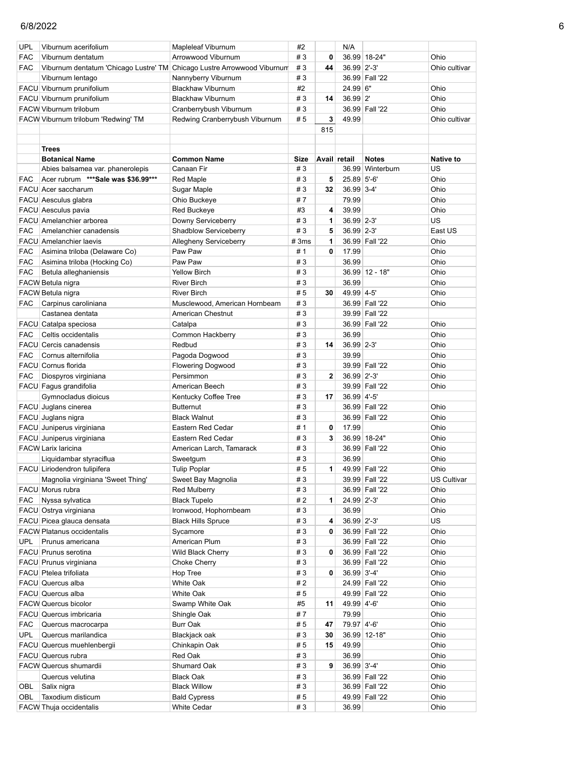| | | | | | | | |
|---|---|---|---|---|---|---|---|
| UPL | Viburnum acerifolium | Mapleleaf Viburnum | #2 | | N/A | | |
| FAC | Viburnum dentatum | Arrowwood Viburnum | # 3 | 0 | 36.99 | 18-24" | Ohio |
| FAC | Viburnum dentatum 'Chicago Lustre' TM | Chicago Lustre Arrowwood Viburnum | # 3 | 44 | 36.99 | 2'-3' | Ohio cultivar |
| | Viburnum lentago | Nannyberry Viburnum | # 3 | | 36.99 | Fall '22 | |
| FACU | Viburnum prunifolium | Blackhaw Viburnum | #2 | | 24.99 | 6" | Ohio |
| FACU | Viburnum prunifolium | Blackhaw Viburnum | # 3 | 14 | 36.99 | 2' | Ohio |
| FACW | Viburnum trilobum | Cranberrybush Viburnum | # 3 | | 36.99 | Fall '22 | Ohio |
| FACW | Viburnum trilobum 'Redwing' TM | Redwing Cranberrybush Viburnum | # 5 | 3 | 49.99 | | Ohio cultivar |
| | | | | 815 | | | |

**Trees**

| | Botanical Name | Common Name | Size | Avail | retail | Notes | Native to |
|---|---|---|---|---|---|---|---|
| | Abies balsamea var. phanerolepis | Canaan Fir | # 3 | | 36.99 | Winterburn | US |
| FAC | Acer rubrum ***Sale was $36.99*** | Red Maple | # 3 | 5 | 25.89 | 5'-6' | Ohio |
| FACU | Acer saccharum | Sugar Maple | # 3 | 32 | 36.99 | 3-4' | Ohio |
| FACU | Aesculus glabra | Ohio Buckeye | # 7 | | 79.99 | | Ohio |
| FACU | Aesculus pavia | Red Buckeye | #3 | 4 | 39.99 | | Ohio |
| FACU | Amelanchier arborea | Downy Serviceberry | # 3 | 1 | 36.99 | 2-3' | US |
| FAC | Amelanchier canadensis | Shadblow Serviceberry | # 3 | 5 | 36.99 | 2-3' | East US |
| FACU | Amelanchier laevis | Allegheny Serviceberry | # 3ms | 1 | 36.99 | Fall '22 | Ohio |
| FAC | Asimina triloba (Delaware Co) | Paw Paw | # 1 | 0 | 17.99 | | Ohio |
| FAC | Asimina triloba (Hocking Co) | Paw Paw | # 3 | | 36.99 | | Ohio |
| FAC | Betula alleghaniensis | Yellow Birch | # 3 | | 36.99 | 12 - 18" | Ohio |
| FACW | Betula nigra | River Birch | # 3 | | 36.99 | | Ohio |
| FACW | Betula nigra | River Birch | # 5 | 30 | 49.99 | 4-5' | Ohio |
| FAC | Carpinus caroliniana | Musclewood, American Hornbeam | # 3 | | 36.99 | Fall '22 | Ohio |
| | Castanea dentata | American Chestnut | # 3 | | 39.99 | Fall '22 | |
| FACU | Catalpa speciosa | Catalpa | # 3 | | 36.99 | Fall '22 | Ohio |
| FAC | Celtis occidentalis | Common Hackberry | # 3 | | 36.99 | | Ohio |
| FACU | Cercis canadensis | Redbud | # 3 | 14 | 36.99 | 2-3' | Ohio |
| FAC | Cornus alternifolia | Pagoda Dogwood | # 3 | | 39.99 | | Ohio |
| FACU | Cornus florida | Flowering Dogwood | # 3 | | 39.99 | Fall '22 | Ohio |
| FAC | Diospyros virginiana | Persimmon | # 3 | 2 | 36.99 | 2'-3' | Ohio |
| FACU | Fagus grandifolia | American Beech | # 3 | | 39.99 | Fall '22 | Ohio |
| | Gymnocladus dioicus | Kentucky Coffee Tree | # 3 | 17 | 36.99 | 4'-5' | |
| FACU | Juglans cinerea | Butternut | # 3 | | 36.99 | Fall '22 | Ohio |
| FACU | Juglans nigra | Black Walnut | # 3 | | 36.99 | Fall '22 | Ohio |
| FACU | Juniperus virginiana | Eastern Red Cedar | # 1 | 0 | 17.99 | | Ohio |
| FACU | Juniperus virginiana | Eastern Red Cedar | # 3 | 3 | 36.99 | 18-24" | Ohio |
| FACW | Larix laricina | American Larch, Tamarack | # 3 | | 36.99 | Fall '22 | Ohio |
| | Liquidambar styraciflua | Sweetgum | # 3 | | 36.99 | | Ohio |
| FACU | Liriodendron tulipifera | Tulip Poplar | # 5 | 1 | 49.99 | Fall '22 | Ohio |
| | Magnolia virginiana 'Sweet Thing' | Sweet Bay Magnolia | # 3 | | 39.99 | Fall '22 | US Cultivar |
| FACU | Morus rubra | Red Mulberry | # 3 | | 36.99 | Fall '22 | Ohio |
| FAC | Nyssa sylvatica | Black Tupelo | # 2 | 1 | 24.99 | 2'-3' | Ohio |
| FACU | Ostrya virginiana | Ironwood, Hophornbeam | # 3 | | 36.99 | | Ohio |
| FACU | Picea glauca densata | Black Hills Spruce | # 3 | 4 | 36.99 | 2'-3' | US |
| FACW | Platanus occidentalis | Sycamore | # 3 | 0 | 36.99 | Fall '22 | Ohio |
| UPL | Prunus americana | American Plum | # 3 | | 36.99 | Fall '22 | Ohio |
| FACU | Prunus serotina | Wild Black Cherry | # 3 | 0 | 36.99 | Fall '22 | Ohio |
| FACU | Prunus virginiana | Choke Cherry | # 3 | | 36.99 | Fall '22 | Ohio |
| FACU | Ptelea trifoliata | Hop Tree | # 3 | 0 | 36.99 | 3'-4' | Ohio |
| FACU | Quercus alba | White Oak | # 2 | | 24.99 | Fall '22 | Ohio |
| FACU | Quercus alba | White Oak | # 5 | | 49.99 | Fall '22 | Ohio |
| FACW | Quercus bicolor | Swamp White Oak | #5 | 11 | 49.99 | 4'-6' | Ohio |
| FACU | Quercus imbricaria | Shingle Oak | # 7 | | 79.99 | | Ohio |
| FAC | Quercus macrocarpa | Burr Oak | # 5 | 47 | 79.97 | 4'-6' | Ohio |
| UPL | Quercus marilandica | Blackjack oak | # 3 | 30 | 36.99 | 12-18" | Ohio |
| FACU | Quercus muehlenbergii | Chinkapin Oak | # 5 | 15 | 49.99 | | Ohio |
| FACU | Quercus rubra | Red Oak | # 3 | | 36.99 | | Ohio |
| FACW | Quercus shumardii | Shumard Oak | # 3 | 9 | 36.99 | 3'-4' | Ohio |
| | Quercus velutina | Black Oak | # 3 | | 36.99 | Fall '22 | Ohio |
| OBL | Salix nigra | Black Willow | # 3 | | 36.99 | Fall '22 | Ohio |
| OBL | Taxodium disticum | Bald Cypress | # 5 | | 49.99 | Fall '22 | Ohio |
| FACW | Thuja occidentalis | White Cedar | # 3 | | 36.99 | | Ohio |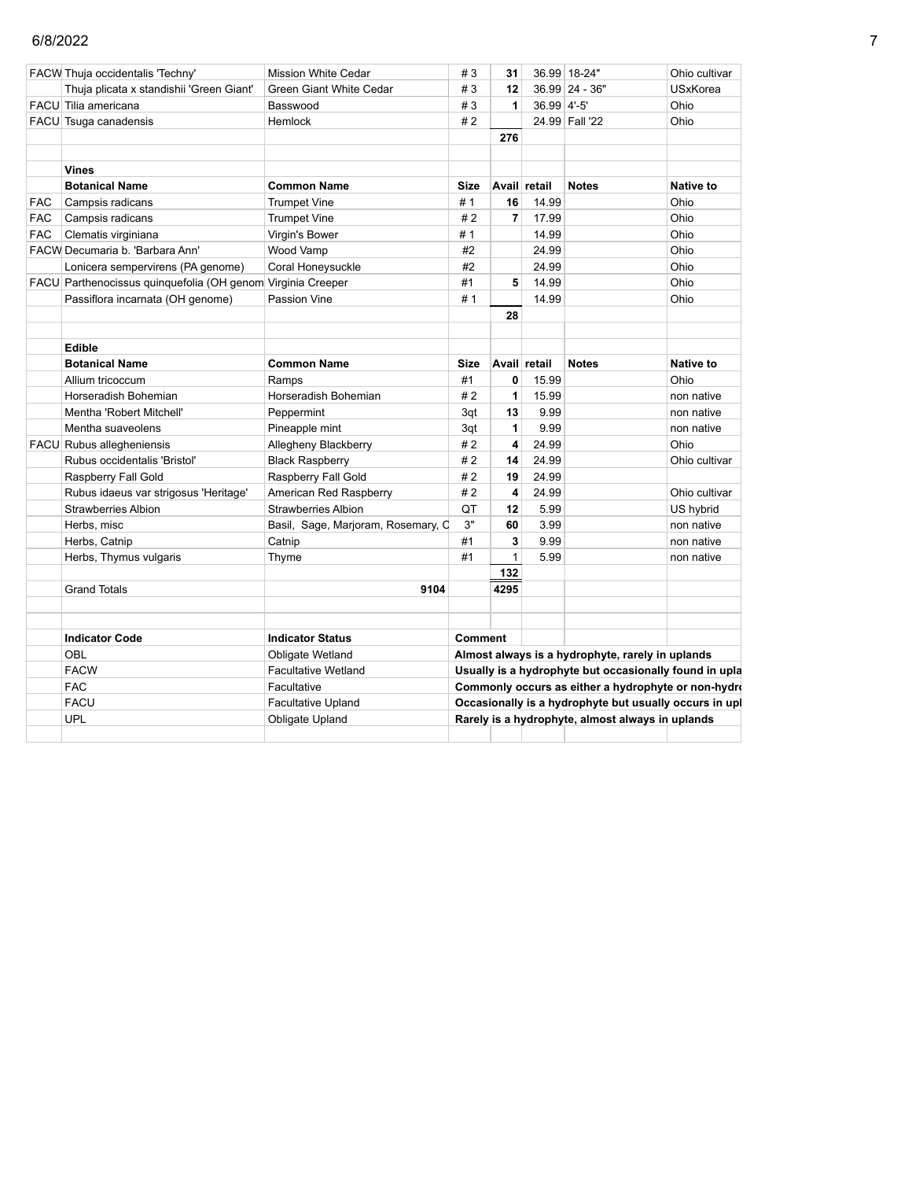| | | | | | | | |
|---|---|---|---|---|---|---|---|
| FACW | Thuja occidentalis 'Techny' | Mission White Cedar | # 3 | **31** | 36.99 | 18-24" | Ohio cultivar |
| | Thuja plicata x standishii 'Green Giant' | Green Giant White Cedar | # 3 | **12** | 36.99 | 24 - 36" | USxKorea |
| FACU | Tilia americana | Basswood | # 3 | **1** | 36.99 | 4'-5' | Ohio |
| FACU | Tsuga canadensis | Hemlock | # 2 | | 24.99 | Fall '22 | Ohio |
| | | | | **276** | | | |
| | | | | | | | |
| | **Vines** | | | | | | |
| | **Botanical Name** | **Common Name** | **Size** | **Avail** | **retail** | **Notes** | **Native to** |
| FAC | Campsis radicans | Trumpet Vine | # 1 | **16** | 14.99 | | Ohio |
| FAC | Campsis radicans | Trumpet Vine | # 2 | **7** | 17.99 | | Ohio |
| FAC | Clematis virginiana | Virgin's Bower | # 1 | | 14.99 | | Ohio |
| FACW | Decumaria b. 'Barbara Ann' | Wood Vamp | #2 | | 24.99 | | Ohio |
| | Lonicera sempervirens (PA genome) | Coral Honeysuckle | #2 | | 24.99 | | Ohio |
| FACU | Parthenocissus quinquefolia (OH genom | Virginia Creeper | #1 | **5** | 14.99 | | Ohio |
| | Passiflora incarnata (OH genome) | Passion Vine | # 1 | | 14.99 | | Ohio |
| | | | | **28** | | | |
| | | | | | | | |
| | **Edible** | | | | | | |
| | **Botanical Name** | **Common Name** | **Size** | **Avail** | **retail** | **Notes** | **Native to** |
| | Allium tricoccum | Ramps | #1 | **0** | 15.99 | | Ohio |
| | Horseradish Bohemian | Horseradish Bohemian | # 2 | **1** | 15.99 | | non native |
| | Mentha 'Robert Mitchell' | Peppermint | 3qt | **13** | 9.99 | | non native |
| | Mentha suaveolens | Pineapple mint | 3qt | **1** | 9.99 | | non native |
| FACU | Rubus allegheniensis | Allegheny Blackberry | # 2 | **4** | 24.99 | | Ohio |
| | Rubus occidentalis 'Bristol' | Black Raspberry | # 2 | **14** | 24.99 | | Ohio cultivar |
| | Raspberry Fall Gold | Raspberry Fall Gold | # 2 | **19** | 24.99 | | |
| | Rubus idaeus var strigosus 'Heritage' | American Red Raspberry | # 2 | **4** | 24.99 | | Ohio cultivar |
| | Strawberries Albion | Strawberries Albion | QT | **12** | 5.99 | | US hybrid |
| | Herbs, misc | Basil, Sage, Marjoram, Rosemary, C | 3" | **60** | 3.99 | | non native |
| | Herbs, Catnip | Catnip | #1 | **3** | 9.99 | | non native |
| | Herbs, Thymus vulgaris | Thyme | #1 | 1 | 5.99 | | non native |
| | | | | **132** | | | |
| | Grand Totals | **9104** | | **4295** | | | |
| | | | | | | | |
| | | | | | | | |
| | **Indicator Code** | **Indicator Status** | **Comment** | | | | |
| | OBL | Obligate Wetland | **Almost always is a hydrophyte, rarely in uplands** | | | | |
| | FACW | Facultative Wetland | **Usually is a hydrophyte but occasionally found in upla** | | | | |
| | FAC | Facultative | **Commonly occurs as either a hydrophyte or non-hydr** | | | | |
| | FACU | Facultative Upland | **Occasionally is a hydrophyte but usually occurs in upl** | | | | |
| | UPL | Obligate Upland | **Rarely is a hydrophyte, almost always in uplands** | | | | |